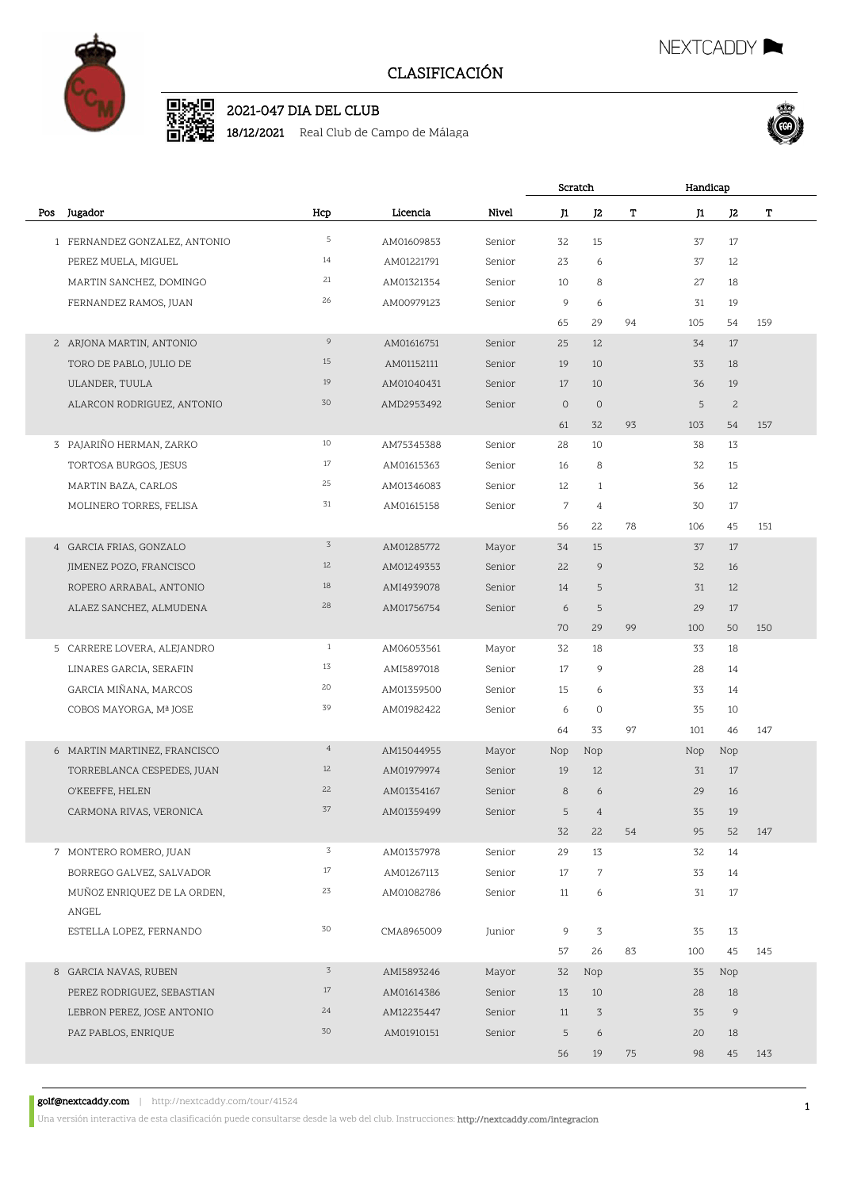# CLASIFICACIÓN

NEXTCADDY

## 2021-047 DIA DEL CLUB

**18/12/2021** Real Club de Campo de Málaga

| Pos | Jugador | Hcp | Licencia | Nivel | Scratch J1 | Scratch J2 | Scratch T | Handicap J1 | Handicap J2 | Handicap T |
|---|---|---|---|---|---|---|---|---|---|---|
| 1 | FERNANDEZ GONZALEZ, ANTONIO | 5 | AM01609853 | Senior | 32 | 15 | | 37 | 17 | |
| | PEREZ MUELA, MIGUEL | 14 | AM01221791 | Senior | 23 | 6 | | 37 | 12 | |
| | MARTIN SANCHEZ, DOMINGO | 21 | AM01321354 | Senior | 10 | 8 | | 27 | 18 | |
| | FERNANDEZ RAMOS, JUAN | 26 | AM00979123 | Senior | 9 | 6 | | 31 | 19 | |
| | | | | | 65 | 29 | 94 | 105 | 54 | 159 |
| 2 | ARJONA MARTIN, ANTONIO | 9 | AM01616751 | Senior | 25 | 12 | | 34 | 17 | |
| | TORO DE PABLO, JULIO DE | 15 | AM01152111 | Senior | 19 | 10 | | 33 | 18 | |
| | ULANDER, TUULA | 19 | AM01040431 | Senior | 17 | 10 | | 36 | 19 | |
| | ALARCON RODRIGUEZ, ANTONIO | 30 | AMD2953492 | Senior | 0 | 0 | | 5 | 2 | |
| | | | | | 61 | 32 | 93 | 103 | 54 | 157 |
| 3 | PAJARIÑO HERMAN, ZARKO | 10 | AM75345388 | Senior | 28 | 10 | | 38 | 13 | |
| | TORTOSA BURGOS, JESUS | 17 | AM01615363 | Senior | 16 | 8 | | 32 | 15 | |
| | MARTIN BAZA, CARLOS | 25 | AM01346083 | Senior | 12 | 1 | | 36 | 12 | |
| | MOLINERO TORRES, FELISA | 31 | AM01615158 | Senior | 7 | 4 | | 30 | 17 | |
| | | | | | 56 | 22 | 78 | 106 | 45 | 151 |
| 4 | GARCIA FRIAS, GONZALO | 3 | AM01285772 | Mayor | 34 | 15 | | 37 | 17 | |
| | JIMENEZ POZO, FRANCISCO | 12 | AM01249353 | Senior | 22 | 9 | | 32 | 16 | |
| | ROPERO ARRABAL, ANTONIO | 18 | AMI4939078 | Senior | 14 | 5 | | 31 | 12 | |
| | ALAEZ SANCHEZ, ALMUDENA | 28 | AM01756754 | Senior | 6 | 5 | | 29 | 17 | |
| | | | | | 70 | 29 | 99 | 100 | 50 | 150 |
| 5 | CARRERE LOVERA, ALEJANDRO | 1 | AM06053561 | Mayor | 32 | 18 | | 33 | 18 | |
| | LINARES GARCIA, SERAFIN | 13 | AMI5897018 | Senior | 17 | 9 | | 28 | 14 | |
| | GARCIA MIÑANA, MARCOS | 20 | AM01359500 | Senior | 15 | 6 | | 33 | 14 | |
| | COBOS MAYORGA, Mª JOSE | 39 | AM01982422 | Senior | 6 | 0 | | 35 | 10 | |
| | | | | | 64 | 33 | 97 | 101 | 46 | 147 |
| 6 | MARTIN MARTINEZ, FRANCISCO | 4 | AM15044955 | Mayor | Nop | Nop | | Nop | Nop | |
| | TORREBLANCA CESPEDES, JUAN | 12 | AM01979974 | Senior | 19 | 12 | | 31 | 17 | |
| | O'KEEFFE, HELEN | 22 | AM01354167 | Senior | 8 | 6 | | 29 | 16 | |
| | CARMONA RIVAS, VERONICA | 37 | AM01359499 | Senior | 5 | 4 | | 35 | 19 | |
| | | | | | 32 | 22 | 54 | 95 | 52 | 147 |
| 7 | MONTERO ROMERO, JUAN | 3 | AM01357978 | Senior | 29 | 13 | | 32 | 14 | |
| | BORREGO GALVEZ, SALVADOR | 17 | AM01267113 | Senior | 17 | 7 | | 33 | 14 | |
| | MUÑOZ ENRIQUEZ DE LA ORDEN, ANGEL | 23 | AM01082786 | Senior | 11 | 6 | | 31 | 17 | |
| | ESTELLA LOPEZ, FERNANDO | 30 | CMA8965009 | Junior | 9 | 3 | | 35 | 13 | |
| | | | | | 57 | 26 | 83 | 100 | 45 | 145 |
| 8 | GARCIA NAVAS, RUBEN | 3 | AMI5893246 | Mayor | 32 | Nop | | 35 | Nop | |
| | PEREZ RODRIGUEZ, SEBASTIAN | 17 | AM01614386 | Senior | 13 | 10 | | 28 | 18 | |
| | LEBRON PEREZ, JOSE ANTONIO | 24 | AM12235447 | Senior | 11 | 3 | | 35 | 9 | |
| | PAZ PABLOS, ENRIQUE | 30 | AM01910151 | Senior | 5 | 6 | | 20 | 18 | |
| | | | | | 56 | 19 | 75 | 98 | 45 | 143 |

**golf@nextcaddy.com** | http://nextcaddy.com/tour/41524

Una versión interactiva de esta clasificación puede consultarse desde la web del club. Instrucciones: http://nextcaddy.com/integracion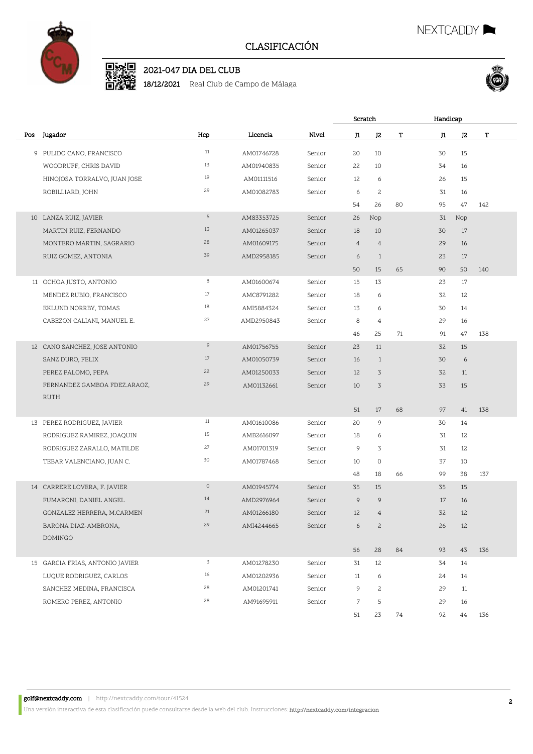# CLASIFICACIÓN

## 2021-047 DIA DEL CLUB

**18/12/2021** Real Club de Campo de Málaga

| Pos | Jugador | Hcp | Licencia | Nivel | Scratch | | | Handicap | | |
|---|---|---|---|---|---|---|---|---|---|---|
| | | | | | J1 | J2 | T | J1 | J2 | T |
| 9 | PULIDO CANO, FRANCISCO | 11 | AM01746728 | Senior | 20 | 10 | | 30 | 15 | |
| | WOODRUFF, CHRIS DAVID | 13 | AM01940835 | Senior | 22 | 10 | | 34 | 16 | |
| | HINOJOSA TORRALVO, JUAN JOSE | 19 | AM01111516 | Senior | 12 | 6 | | 26 | 15 | |
| | ROBILLIARD, JOHN | 29 | AM01082783 | Senior | 6 | 2 | | 31 | 16 | |
| | | | | | 54 | 26 | 80 | 95 | 47 | 142 |
| 10 | LANZA RUIZ, JAVIER | 5 | AM83353725 | Senior | 26 | Nop | | 31 | Nop | |
| | MARTIN RUIZ, FERNANDO | 13 | AM01265037 | Senior | 18 | 10 | | 30 | 17 | |
| | MONTERO MARTIN, SAGRARIO | 28 | AM01609175 | Senior | 4 | 4 | | 29 | 16 | |
| | RUIZ GOMEZ, ANTONIA | 39 | AMD2958185 | Senior | 6 | 1 | | 23 | 17 | |
| | | | | | 50 | 15 | 65 | 90 | 50 | 140 |
| 11 | OCHOA JUSTO, ANTONIO | 8 | AM01600674 | Senior | 15 | 13 | | 23 | 17 | |
| | MENDEZ RUBIO, FRANCISCO | 17 | AMC8791282 | Senior | 18 | 6 | | 32 | 12 | |
| | EKLUND NORRBY, TOMAS | 18 | AMI5884324 | Senior | 13 | 6 | | 30 | 14 | |
| | CABEZON CALIANI, MANUEL E. | 27 | AMD2950843 | Senior | 8 | 4 | | 29 | 16 | |
| | | | | | 46 | 25 | 71 | 91 | 47 | 138 |
| 12 | CANO SANCHEZ, JOSE ANTONIO | 9 | AM01756755 | Senior | 23 | 11 | | 32 | 15 | |
| | SANZ DURO, FELIX | 17 | AM01050739 | Senior | 16 | 1 | | 30 | 6 | |
| | PEREZ PALOMO, PEPA | 22 | AM01250033 | Senior | 12 | 3 | | 32 | 11 | |
| | FERNANDEZ GAMBOA FDEZ.ARAOZ, RUTH | 29 | AM01132661 | Senior | 10 | 3 | | 33 | 15 | |
| | | | | | 51 | 17 | 68 | 97 | 41 | 138 |
| 13 | PEREZ RODRIGUEZ, JAVIER | 11 | AM01610086 | Senior | 20 | 9 | | 30 | 14 | |
| | RODRIGUEZ RAMIREZ, JOAQUIN | 15 | AMB2616097 | Senior | 18 | 6 | | 31 | 12 | |
| | RODRIGUEZ ZARALLO, MATILDE | 27 | AM01701319 | Senior | 9 | 3 | | 31 | 12 | |
| | TEBAR VALENCIANO, JUAN C. | 30 | AM01787468 | Senior | 10 | 0 | | 37 | 10 | |
| | | | | | 48 | 18 | 66 | 99 | 38 | 137 |
| 14 | CARRERE LOVERA, F. JAVIER | 0 | AM01945774 | Senior | 35 | 15 | | 35 | 15 | |
| | FUMARONI, DANIEL ANGEL | 14 | AMD2976964 | Senior | 9 | 9 | | 17 | 16 | |
| | GONZALEZ HERRERA, M.CARMEN | 21 | AM01266180 | Senior | 12 | 4 | | 32 | 12 | |
| | BARONA DIAZ-AMBRONA, DOMINGO | 29 | AMI4244665 | Senior | 6 | 2 | | 26 | 12 | |
| | | | | | 56 | 28 | 84 | 93 | 43 | 136 |
| 15 | GARCIA FRIAS, ANTONIO JAVIER | 3 | AM01278230 | Senior | 31 | 12 | | 34 | 14 | |
| | LUQUE RODRIGUEZ, CARLOS | 16 | AM01202936 | Senior | 11 | 6 | | 24 | 14 | |
| | SANCHEZ MEDINA, FRANCISCA | 28 | AM01201741 | Senior | 9 | 2 | | 29 | 11 | |
| | ROMERO PEREZ, ANTONIO | 28 | AM91695911 | Senior | 7 | 5 | | 29 | 16 | |
| | | | | | 51 | 23 | 74 | 92 | 44 | 136 |

**golf@nextcaddy.com** | http://nextcaddy.com/tour/41524

Una versión interactiva de esta clasificación puede consultarse desde la web del club. Instrucciones: http://nextcaddy.com/integracion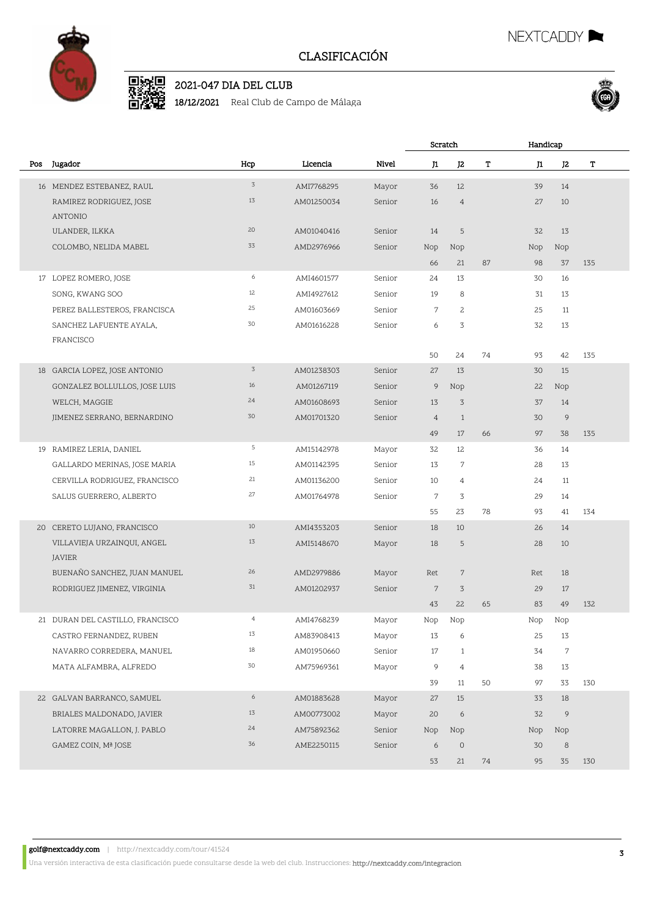# CLASIFICACIÓN

## 2021-047 DIA DEL CLUB

**18/12/2021** Real Club de Campo de Málaga

| Pos | Jugador | Hcp | Licencia | Nivel | Scratch J1 | Scratch J2 | Scratch T | Handicap J1 | Handicap J2 | Handicap T |
|---|---|---|---|---|---|---|---|---|---|---|
| 16 | MENDEZ ESTEBANEZ, RAUL | 3 | AMI7768295 | Mayor | 36 | 12 | | 39 | 14 | |
| | RAMIREZ RODRIGUEZ, JOSE ANTONIO | 13 | AM01250034 | Senior | 16 | 4 | | 27 | 10 | |
| | ULANDER, ILKKA | 20 | AM01040416 | Senior | 14 | 5 | | 32 | 13 | |
| | COLOMBO, NELIDA MABEL | 33 | AMD2976966 | Senior | Nop | Nop | | Nop | Nop | |
| | | | | | 66 | 21 | 87 | 98 | 37 | 135 |
| 17 | LOPEZ ROMERO, JOSE | 6 | AMI4601577 | Senior | 24 | 13 | | 30 | 16 | |
| | SONG, KWANG SOO | 12 | AMI4927612 | Senior | 19 | 8 | | 31 | 13 | |
| | PEREZ BALLESTEROS, FRANCISCA | 25 | AM01603669 | Senior | 7 | 2 | | 25 | 11 | |
| | SANCHEZ LAFUENTE AYALA, FRANCISCO | 30 | AM01616228 | Senior | 6 | 3 | | 32 | 13 | |
| | | | | | 50 | 24 | 74 | 93 | 42 | 135 |
| 18 | GARCIA LOPEZ, JOSE ANTONIO | 3 | AM01238303 | Senior | 27 | 13 | | 30 | 15 | |
| | GONZALEZ BOLLULLOS, JOSE LUIS | 16 | AM01267119 | Senior | 9 | Nop | | 22 | Nop | |
| | WELCH, MAGGIE | 24 | AM01608693 | Senior | 13 | 3 | | 37 | 14 | |
| | JIMENEZ SERRANO, BERNARDINO | 30 | AM01701320 | Senior | 4 | 1 | | 30 | 9 | |
| | | | | | 49 | 17 | 66 | 97 | 38 | 135 |
| 19 | RAMIREZ LERIA, DANIEL | 5 | AM15142978 | Mayor | 32 | 12 | | 36 | 14 | |
| | GALLARDO MERINAS, JOSE MARIA | 15 | AM01142395 | Senior | 13 | 7 | | 28 | 13 | |
| | CERVILLA RODRIGUEZ, FRANCISCO | 21 | AM01136200 | Senior | 10 | 4 | | 24 | 11 | |
| | SALUS GUERRERO, ALBERTO | 27 | AM01764978 | Senior | 7 | 3 | | 29 | 14 | |
| | | | | | 55 | 23 | 78 | 93 | 41 | 134 |
| 20 | CERETO LUJANO, FRANCISCO | 10 | AMI4353203 | Senior | 18 | 10 | | 26 | 14 | |
| | VILLAVIEJA URZAINQUI, ANGEL JAVIER | 13 | AMI5148670 | Mayor | 18 | 5 | | 28 | 10 | |
| | BUENAÑO SANCHEZ, JUAN MANUEL | 26 | AMD2979886 | Mayor | Ret | 7 | | Ret | 18 | |
| | RODRIGUEZ JIMENEZ, VIRGINIA | 31 | AM01202937 | Senior | 7 | 3 | | 29 | 17 | |
| | | | | | 43 | 22 | 65 | 83 | 49 | 132 |
| 21 | DURAN DEL CASTILLO, FRANCISCO | 4 | AMI4768239 | Mayor | Nop | Nop | | Nop | Nop | |
| | CASTRO FERNANDEZ, RUBEN | 13 | AM83908413 | Mayor | 13 | 6 | | 25 | 13 | |
| | NAVARRO CORREDERA, MANUEL | 18 | AM01950660 | Senior | 17 | 1 | | 34 | 7 | |
| | MATA ALFAMBRA, ALFREDO | 30 | AM75969361 | Mayor | 9 | 4 | | 38 | 13 | |
| | | | | | 39 | 11 | 50 | 97 | 33 | 130 |
| 22 | GALVAN BARRANCO, SAMUEL | 6 | AM01883628 | Mayor | 27 | 15 | | 33 | 18 | |
| | BRIALES MALDONADO, JAVIER | 13 | AM00773002 | Mayor | 20 | 6 | | 32 | 9 | |
| | LATORRE MAGALLON, J. PABLO | 24 | AM75892362 | Senior | Nop | Nop | | Nop | Nop | |
| | GAMEZ COIN, Mª JOSE | 36 | AME2250115 | Senior | 6 | 0 | | 30 | 8 | |
| | | | | | 53 | 21 | 74 | 95 | 35 | 130 |

**golf@nextcaddy.com** | http://nextcaddy.com/tour/41524

Una versión interactiva de esta clasificación puede consultarse desde la web del club. Instrucciones: http://nextcaddy.com/integracion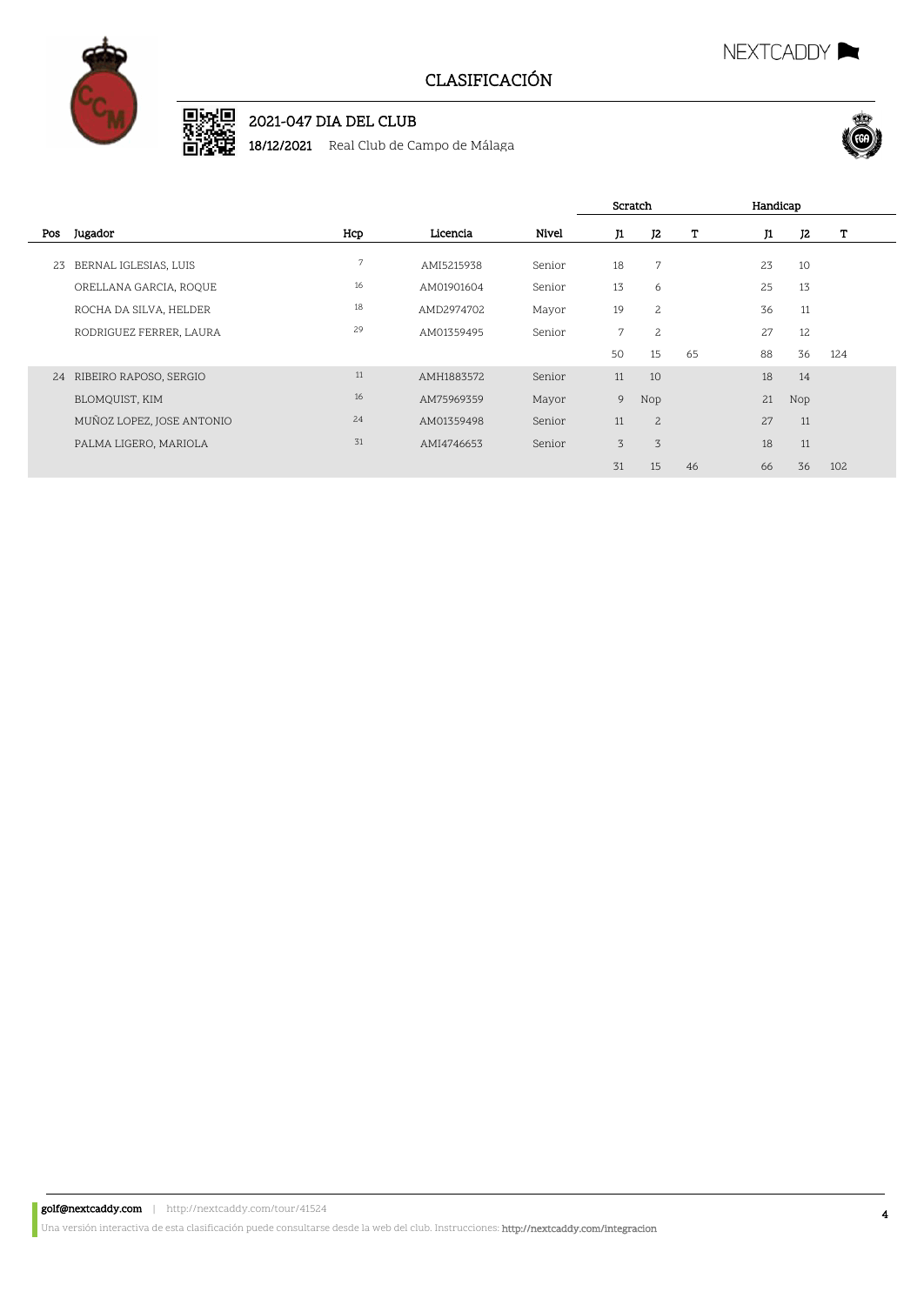# CLASIFICACIÓN

## 2021-047 DIA DEL CLUB

**18/12/2021** Real Club de Campo de Málaga

| | | | | | Scratch | | | Handicap | | |
|---|---|---|---|---|---|---|---|---|---|---|
| Pos | Jugador | Hcp | Licencia | Nivel | J1 | J2 | T | J1 | J2 | T |
| 23 | BERNAL IGLESIAS, LUIS | 7 | AMI5215938 | Senior | 18 | 7 | | 23 | 10 | |
| | ORELLANA GARCIA, ROQUE | 16 | AM01901604 | Senior | 13 | 6 | | 25 | 13 | |
| | ROCHA DA SILVA, HELDER | 18 | AMD2974702 | Mayor | 19 | 2 | | 36 | 11 | |
| | RODRIGUEZ FERRER, LAURA | 29 | AM01359495 | Senior | 7 | 2 | | 27 | 12 | |
| | | | | | 50 | 15 | 65 | 88 | 36 | 124 |
| 24 | RIBEIRO RAPOSO, SERGIO | 11 | AMH1883572 | Senior | 11 | 10 | | 18 | 14 | |
| | BLOMQUIST, KIM | 16 | AM75969359 | Mayor | 9 | Nop | | 21 | Nop | |
| | MUÑOZ LOPEZ, JOSE ANTONIO | 24 | AM01359498 | Senior | 11 | 2 | | 27 | 11 | |
| | PALMA LIGERO, MARIOLA | 31 | AMI4746653 | Senior | 3 | 3 | | 18 | 11 | |
| | | | | | 31 | 15 | 46 | 66 | 36 | 102 |

**golf@nextcaddy.com** | http://nextcaddy.com/tour/41524

Una versión interactiva de esta clasificación puede consultarse desde la web del club. Instrucciones: http://nextcaddy.com/integracion